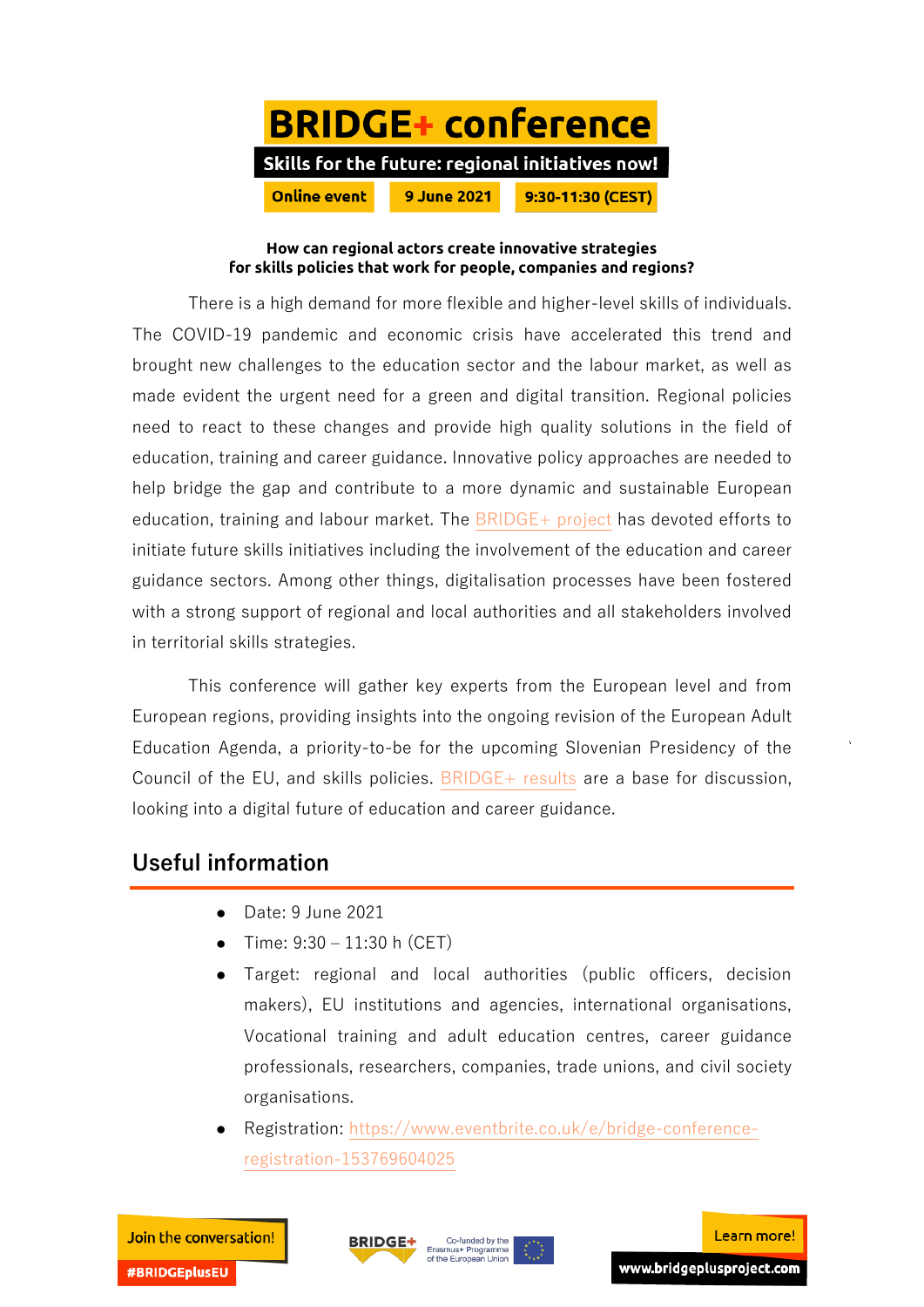# BRIDGE+ conference

**Skills for the future: regional initiatives now!**

**Online event** | **9 June 2021** | **9:30-11:30 (CEST)**

**How can regional actors create innovative strategies for skills policies that work for people, companies and regions?**

There is a high demand for more flexible and higher-level skills of individuals. The COVID-19 pandemic and economic crisis have accelerated this trend and brought new challenges to the education sector and the labour market, as well as made evident the urgent need for a green and digital transition. Regional policies need to react to these changes and provide high quality solutions in the field of education, training and career guidance. Innovative policy approaches are needed to help bridge the gap and contribute to a more dynamic and sustainable European education, training and labour market. The BRIDGE+ project has devoted efforts to initiate future skills initiatives including the involvement of the education and career guidance sectors. Among other things, digitalisation processes have been fostered with a strong support of regional and local authorities and all stakeholders involved in territorial skills strategies.

This conference will gather key experts from the European level and from European regions, providing insights into the ongoing revision of the European Adult Education Agenda, a priority-to-be for the upcoming Slovenian Presidency of the Council of the EU, and skills policies. BRIDGE+ results are a base for discussion, looking into a digital future of education and career guidance.

## Useful information

- Date: 9 June 2021
- Time: 9:30 – 11:30 h (CET)
- Target: regional and local authorities (public officers, decision makers), EU institutions and agencies, international organisations, Vocational training and adult education centres, career guidance professionals, researchers, companies, trade unions, and civil society organisations.
- Registration: https://www.eventbrite.co.uk/e/bridge-conference-registration-153769604025

Join the conversation! #BRIDGEplusEU

BRIDGE+ Co-funded by the Erasmus+ Programme of the European Union

Learn more! www.bridgeplusproject.com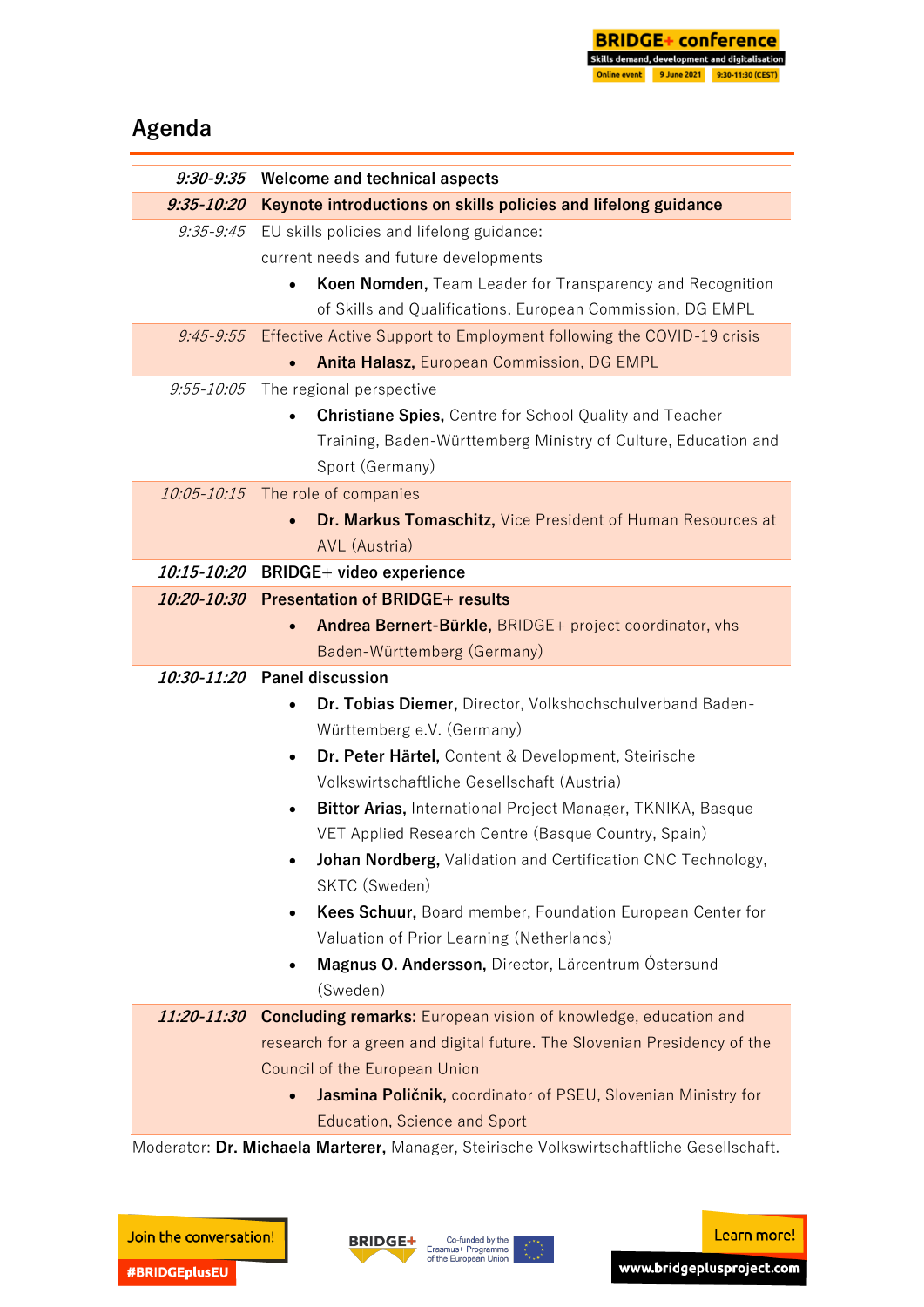## Agenda

| | |
|---|---|
| ***9:30-9:35*** | **Welcome and technical aspects** |
| ***9:35-10:20*** | **Keynote introductions on skills policies and lifelong guidance** |
| *9:35-9:45* | EU skills policies and lifelong guidance: current needs and future developments<br>• **Koen Nomden,** Team Leader for Transparency and Recognition of Skills and Qualifications, European Commission, DG EMPL |
| *9:45-9:55* | Effective Active Support to Employment following the COVID-19 crisis<br>• **Anita Halasz,** European Commission, DG EMPL |
| *9:55-10:05* | The regional perspective<br>• **Christiane Spies,** Centre for School Quality and Teacher Training, Baden-Württemberg Ministry of Culture, Education and Sport (Germany) |
| *10:05-10:15* | The role of companies<br>• **Dr. Markus Tomaschitz,** Vice President of Human Resources at AVL (Austria) |
| ***10:15-10:20*** | **BRIDGE+ video experience** |
| ***10:20-10:30*** | **Presentation of BRIDGE+ results**<br>• **Andrea Bernert-Bürkle,** BRIDGE+ project coordinator, vhs Baden-Württemberg (Germany) |
| ***10:30-11:20*** | **Panel discussion**<br>• **Dr. Tobias Diemer,** Director, Volkshochschulverband Baden-Württemberg e.V. (Germany)<br>• **Dr. Peter Härtel,** Content & Development, Steirische Volkswirtschaftliche Gesellschaft (Austria)<br>• **Bittor Arias,** International Project Manager, TKNIKA, Basque VET Applied Research Centre (Basque Country, Spain)<br>• **Johan Nordberg,** Validation and Certification CNC Technology, SKTC (Sweden)<br>• **Kees Schuur,** Board member, Foundation European Center for Valuation of Prior Learning (Netherlands)<br>• **Magnus O. Andersson,** Director, Lärcentrum Östersund (Sweden) |
| ***11:20-11:30*** | **Concluding remarks:** European vision of knowledge, education and research for a green and digital future. The Slovenian Presidency of the Council of the European Union<br>• **Jasmina Poličnik,** coordinator of PSEU, Slovenian Ministry for Education, Science and Sport |

Moderator: **Dr. Michaela Marterer,** Manager, Steirische Volkswirtschaftliche Gesellschaft.

Join the conversation! #BRIDGEplusEU

Co-funded by the Erasmus+ Programme of the European Union

Learn more! www.bridgeplusproject.com